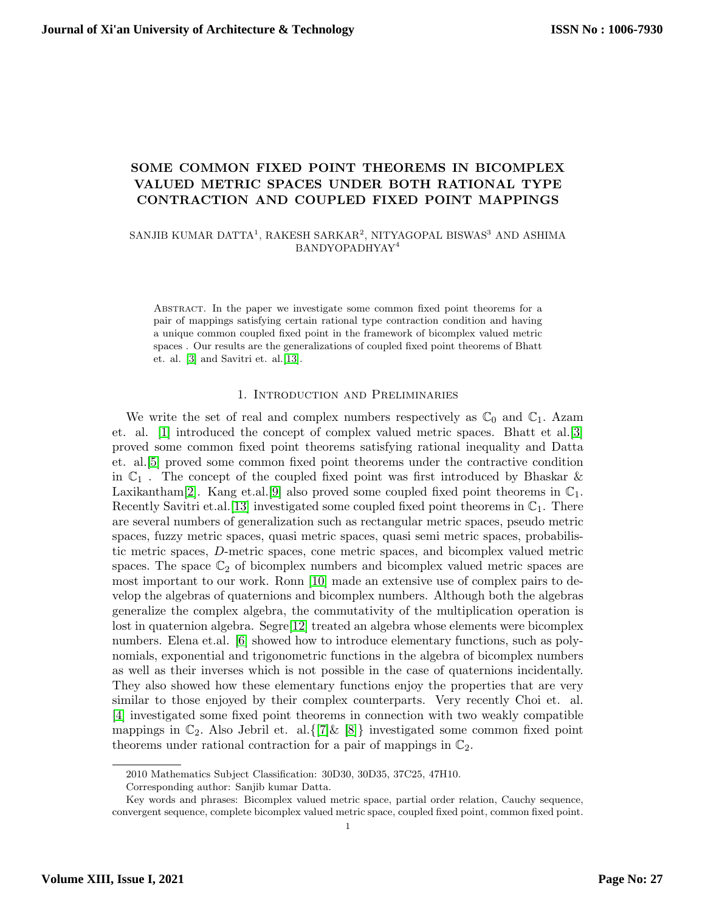# SOME COMMON FIXED POINT THEOREMS IN BICOMPLEX VALUED METRIC SPACES UNDER BOTH RATIONAL TYPE CONTRACTION AND COUPLED FIXED POINT MAPPINGS

SANJIB KUMAR DATTA[1], RAKESH SARKAR[2], NITYAGOPAL BISWAS[3] AND ASHIMA BANDYOPADHYAY[4]

Abstract. In the paper we investigate some common fixed point theorems for a pair of mappings satisfying certain rational type contraction condition and having a unique common coupled fixed point in the framework of bicomplex valued metric spaces . Our results are the generalizations of coupled fixed point theorems of Bhatt et. al. [3] and Savitri et. al.[13].

## 1. Introduction and Preliminaries

We write the set of real and complex numbers respectively as $\mathbb{C}_0$ and $\mathbb{C}_1$. Azam et. al. [1] introduced the concept of complex valued metric spaces. Bhatt et al.[3] proved some common fixed point theorems satisfying rational inequality and Datta et. al.[5] proved some common fixed point theorems under the contractive condition in $\mathbb{C}_1$ . The concept of the coupled fixed point was first introduced by Bhaskar & Laxikantham[2]. Kang et.al.[9] also proved some coupled fixed point theorems in $\mathbb{C}_1$. Recently Savitri et.al.[13] investigated some coupled fixed point theorems in $\mathbb{C}_1$. There are several numbers of generalization such as rectangular metric spaces, pseudo metric spaces, fuzzy metric spaces, quasi metric spaces, quasi semi metric spaces, probabilistic metric spaces, $D$-metric spaces, cone metric spaces, and bicomplex valued metric spaces. The space $\mathbb{C}_2$ of bicomplex numbers and bicomplex valued metric spaces are most important to our work. Ronn [10] made an extensive use of complex pairs to develop the algebras of quaternions and bicomplex numbers. Although both the algebras generalize the complex algebra, the commutativity of the multiplication operation is lost in quaternion algebra. Segre[12] treated an algebra whose elements were bicomplex numbers. Elena et.al. [6] showed how to introduce elementary functions, such as polynomials, exponential and trigonometric functions in the algebra of bicomplex numbers as well as their inverses which is not possible in the case of quaternions incidentally. They also showed how these elementary functions enjoy the properties that are very similar to those enjoyed by their complex counterparts. Very recently Choi et. al. [4] investigated some fixed point theorems in connection with two weakly compatible mappings in $\mathbb{C}_2$. Also Jebril et. al.{[7]& [8]} investigated some common fixed point theorems under rational contraction for a pair of mappings in $\mathbb{C}_2$.

---

2010 Mathematics Subject Classification: 30D30, 30D35, 37C25, 47H10.

Corresponding author: Sanjib kumar Datta.

Key words and phrases: Bicomplex valued metric space, partial order relation, Cauchy sequence, convergent sequence, complete bicomplex valued metric space, coupled fixed point, common fixed point.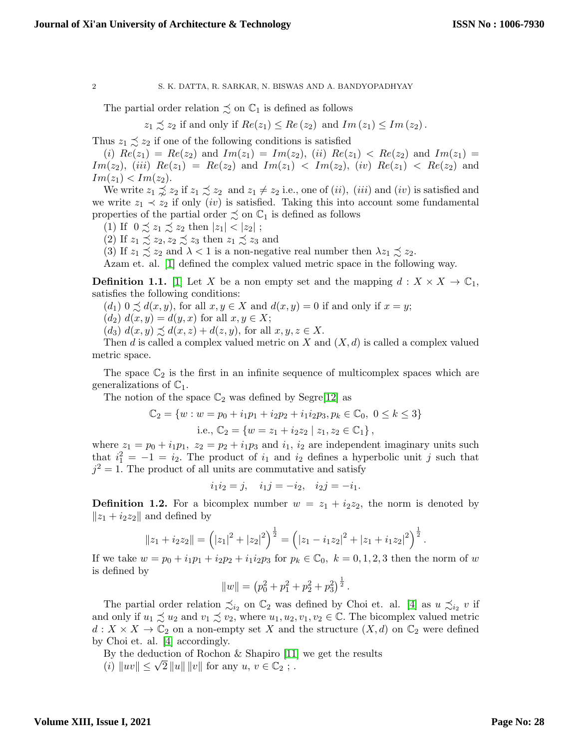The partial order relation $\precsim$ on $\mathbb{C}_1$ is defined as follows

$$z_1 \precsim z_2 \text{ if and only if } Re(z_1) \leq Re(z_2) \text{ and } Im(z_1) \leq Im(z_2).$$

Thus $z_1 \precsim z_2$ if one of the following conditions is satisfied

$(i)$ $Re(z_1) = Re(z_2)$ and $Im(z_1) = Im(z_2)$, $(ii)$ $Re(z_1) < Re(z_2)$ and $Im(z_1) = Im(z_2)$, $(iii)$ $Re(z_1) = Re(z_2)$ and $Im(z_1) < Im(z_2)$, $(iv)$ $Re(z_1) < Re(z_2)$ and $Im(z_1) < Im(z_2)$.

We write $z_1 \precnsim z_2$ if $z_1 \precsim z_2$ and $z_1 \neq z_2$ i.e., one of $(ii)$, $(iii)$ and $(iv)$ is satisfied and we write $z_1 \prec z_2$ if only $(iv)$ is satisfied. Taking this into account some fundamental properties of the partial order $\precsim$ on $\mathbb{C}_1$ is defined as follows

(1) If $0 \precsim z_1 \precsim z_2$ then $|z_1| < |z_2|$ ;

(2) If $z_1 \precsim z_2, z_2 \precsim z_3$ then $z_1 \precsim z_3$ and

(3) If $z_1 \precsim z_2$ and $\lambda < 1$ is a non-negative real number then $\lambda z_1 \precsim z_2$.

Azam et. al. [1] defined the complex valued metric space in the following way.

**Definition 1.1.** [1] Let $X$ be a non empty set and the mapping $d : X \times X \to \mathbb{C}_1$, satisfies the following conditions:

$(d_1)$ $0 \precsim d(x, y)$, for all $x, y \in X$ and $d(x, y) = 0$ if and only if $x = y$;

$(d_2)$ $d(x, y) = d(y, x)$ for all $x, y \in X$;

$(d_3)$ $d(x, y) \precsim d(x, z) + d(z, y)$, for all $x, y, z \in X$.

Then $d$ is called a complex valued metric on $X$ and $(X, d)$ is called a complex valued metric space.

The space $\mathbb{C}_2$ is the first in an infinite sequence of multicomplex spaces which are generalizations of $\mathbb{C}_1$.

The notion of the space $\mathbb{C}_2$ was defined by Segre[12] as

$$\mathbb{C}_2 = \{w : w = p_0 + i_1p_1 + i_2p_2 + i_1i_2p_3, p_k \in \mathbb{C}_0,\ 0 \leq k \leq 3\}$$
$$\text{i.e., } \mathbb{C}_2 = \{w = z_1 + i_2z_2 \mid z_1, z_2 \in \mathbb{C}_1\},$$

where $z_1 = p_0 + i_1p_1$, $z_2 = p_2 + i_1p_3$ and $i_1$, $i_2$ are independent imaginary units such that $i_1^2 = -1 = i_2$. The product of $i_1$ and $i_2$ defines a hyperbolic unit $j$ such that $j^2 = 1$. The product of all units are commutative and satisfy

$$i_1i_2 = j, \quad i_1j = -i_2, \quad i_2j = -i_1.$$

**Definition 1.2.** For a bicomplex number $w = z_1 + i_2z_2$, the norm is denoted by $\|z_1 + i_2z_2\|$ and defined by

$$\|z_1 + i_2z_2\| = \left(|z_1|^2 + |z_2|^2\right)^{\frac{1}{2}} = \left(|z_1 - i_1z_2|^2 + |z_1 + i_1z_2|^2\right)^{\frac{1}{2}}.$$

If we take $w = p_0 + i_1p_1 + i_2p_2 + i_1i_2p_3$ for $p_k \in \mathbb{C}_0,\ k = 0, 1, 2, 3$ then the norm of $w$ is defined by

$$\|w\| = \left(p_0^2 + p_1^2 + p_2^2 + p_3^2\right)^{\frac{1}{2}}.$$

The partial order relation $\precsim_{i_2}$ on $\mathbb{C}_2$ was defined by Choi et. al. [4] as $u \precsim_{i_2} v$ if and only if $u_1 \precsim u_2$ and $v_1 \precsim v_2$, where $u_1, u_2, v_1, v_2 \in \mathbb{C}$. The bicomplex valued metric $d : X \times X \to \mathbb{C}_2$ on a non-empty set $X$ and the structure $(X, d)$ on $\mathbb{C}_2$ were defined by Choi et. al. [4] accordingly.

By the deduction of Rochon & Shapiro [11] we get the results

$(i)$ $\|uv\| \leq \sqrt{2}\, \|u\| \, \|v\|$ for any $u, v \in \mathbb{C}_2$ ; .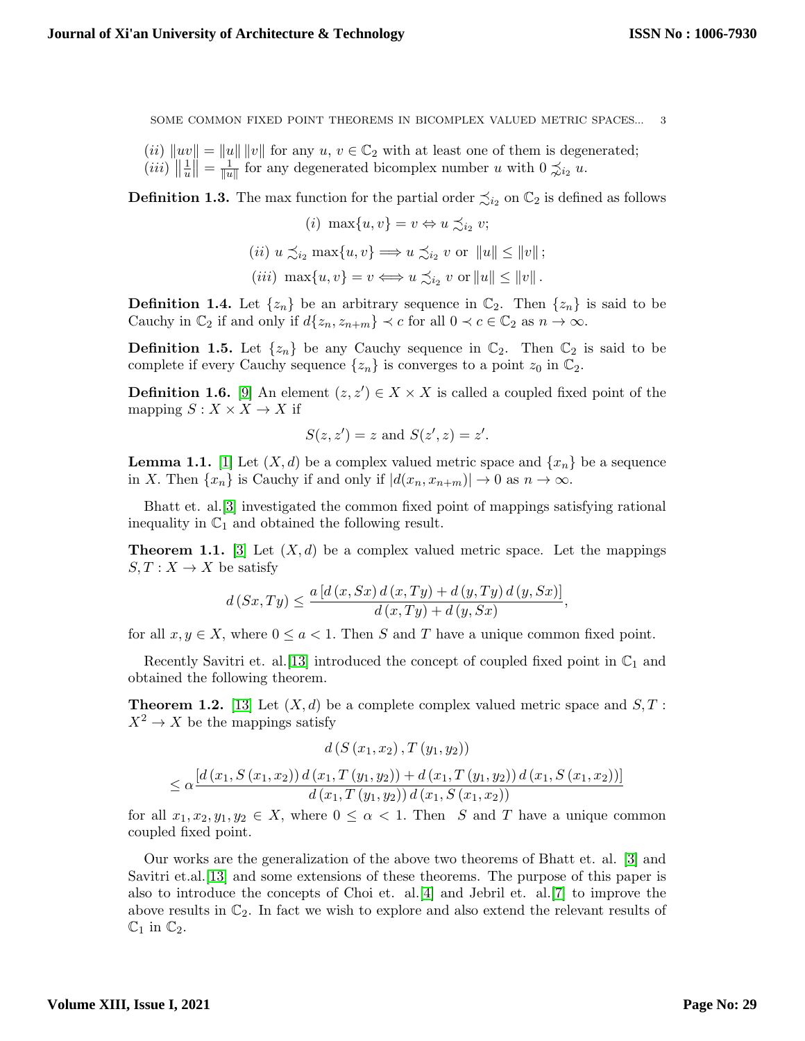$(ii)$ $\|uv\| = \|u\| \|v\|$ for any $u,\, v \in \mathbb{C}_2$ with at least one of them is degenerated;
$(iii)$ $\left\|\frac{1}{u}\right\| = \frac{1}{\|u\|}$ for any degenerated bicomplex number $u$ with $0 \precsim_{i_2} u$.

**Definition 1.3.** The max function for the partial order $\precsim_{i_2}$ on $\mathbb{C}_2$ is defined as follows

$$(i)\ \max\{u, v\} = v \Leftrightarrow u \precsim_{i_2} v;$$

$$(ii)\ u \precsim_{i_2} \max\{u, v\} \Longrightarrow u \precsim_{i_2} v \text{ or } \|u\| \leq \|v\|;$$

$$(iii)\ \max\{u, v\} = v \Longleftrightarrow u \precsim_{i_2} v \text{ or } \|u\| \leq \|v\|.$$

**Definition 1.4.** Let $\{z_n\}$ be an arbitrary sequence in $\mathbb{C}_2$. Then $\{z_n\}$ is said to be Cauchy in $\mathbb{C}_2$ if and only if $d\{z_n, z_{n+m}\} \prec c$ for all $0 \prec c \in \mathbb{C}_2$ as $n \to \infty$.

**Definition 1.5.** Let $\{z_n\}$ be any Cauchy sequence in $\mathbb{C}_2$. Then $\mathbb{C}_2$ is said to be complete if every Cauchy sequence $\{z_n\}$ is converges to a point $z_0$ in $\mathbb{C}_2$.

**Definition 1.6.** [9] An element $(z, z') \in X \times X$ is called a coupled fixed point of the mapping $S : X \times X \to X$ if

$$S(z, z') = z \text{ and } S(z', z) = z'.$$

**Lemma 1.1.** [1] Let $(X, d)$ be a complex valued metric space and $\{x_n\}$ be a sequence in $X$. Then $\{x_n\}$ is Cauchy if and only if $|d(x_n, x_{n+m})| \to 0$ as $n \to \infty$.

Bhatt et. al.[3] investigated the common fixed point of mappings satisfying rational inequality in $\mathbb{C}_1$ and obtained the following result.

**Theorem 1.1.** [3] Let $(X, d)$ be a complex valued metric space. Let the mappings $S, T : X \to X$ be satisfy

$$d\left(Sx, Ty\right) \leq \frac{a\left[d\left(x, Sx\right) d\left(x, Ty\right) + d\left(y, Ty\right) d\left(y, Sx\right)\right]}{d\left(x, Ty\right) + d\left(y, Sx\right)},$$

for all $x, y \in X$, where $0 \leq a < 1$. Then $S$ and $T$ have a unique common fixed point.

Recently Savitri et. al.[13] introduced the concept of coupled fixed point in $\mathbb{C}_1$ and obtained the following theorem.

**Theorem 1.2.** [13] Let $(X, d)$ be a complete complex valued metric space and $S, T : X^2 \to X$ be the mappings satisfy

$$d\left(S\left(x_1, x_2\right), T\left(y_1, y_2\right)\right)$$
$$\leq \alpha \frac{\left[d\left(x_1, S\left(x_1, x_2\right)\right) d\left(x_1, T\left(y_1, y_2\right)\right) + d\left(x_1, T\left(y_1, y_2\right)\right) d\left(x_1, S\left(x_1, x_2\right)\right)\right]}{d\left(x_1, T\left(y_1, y_2\right)\right) d\left(x_1, S\left(x_1, x_2\right)\right)}$$

for all $x_1, x_2, y_1, y_2 \in X$, where $0 \leq \alpha < 1$. Then $S$ and $T$ have a unique common coupled fixed point.

Our works are the generalization of the above two theorems of Bhatt et. al. [3] and Savitri et.al.[13] and some extensions of these theorems. The purpose of this paper is also to introduce the concepts of Choi et. al.[4] and Jebril et. al.[7] to improve the above results in $\mathbb{C}_2$. In fact we wish to explore and also extend the relevant results of $\mathbb{C}_1$ in $\mathbb{C}_2$.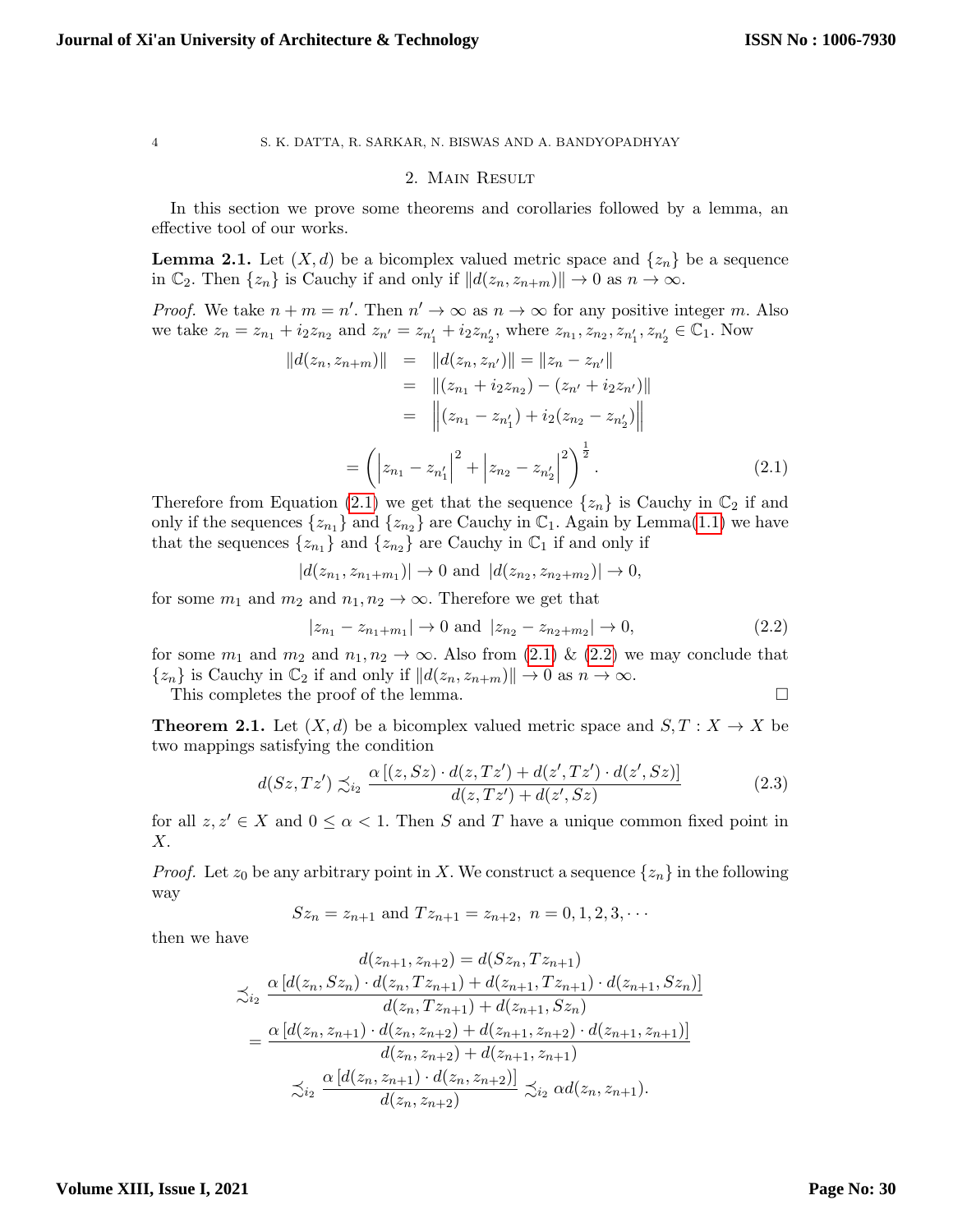## 2. Main Result

In this section we prove some theorems and corollaries followed by a lemma, an effective tool of our works.

**Lemma 2.1.** Let $(X, d)$ be a bicomplex valued metric space and $\{z_n\}$ be a sequence in $\mathbb{C}_2$. Then $\{z_n\}$ is Cauchy if and only if $\|d(z_n, z_{n+m})\| \to 0$ as $n \to \infty$.

*Proof.* We take $n + m = n'$. Then $n' \to \infty$ as $n \to \infty$ for any positive integer $m$. Also we take $z_n = z_{n_1} + i_2 z_{n_2}$ and $z_{n'} = z_{n'_1} + i_2 z_{n'_2}$, where $z_{n_1}, z_{n_2}, z_{n'_1}, z_{n'_2} \in \mathbb{C}_1$. Now

$$
\begin{aligned}
\|d(z_n, z_{n+m})\| &= \|d(z_n, z_{n'})\| = \|z_n - z_{n'}\| \\
&= \|(z_{n_1} + i_2 z_{n_2}) - (z_{n'} + i_2 z_{n'})\| \\
&= \left\|(z_{n_1} - z_{n'_1}) + i_2(z_{n_2} - z_{n'_2})\right\|
\end{aligned}
$$

$$
= \left(\left|z_{n_1} - z_{n'_1}\right|^2 + \left|z_{n_2} - z_{n'_2}\right|^2\right)^{\frac{1}{2}}. \tag{2.1}
$$

Therefore from Equation (2.1) we get that the sequence $\{z_n\}$ is Cauchy in $\mathbb{C}_2$ if and only if the sequences $\{z_{n_1}\}$ and $\{z_{n_2}\}$ are Cauchy in $\mathbb{C}_1$. Again by Lemma(1.1) we have that the sequences $\{z_{n_1}\}$ and $\{z_{n_2}\}$ are Cauchy in $\mathbb{C}_1$ if and only if

$$
|d(z_{n_1}, z_{n_1+m_1})| \to 0 \text{ and } |d(z_{n_2}, z_{n_2+m_2})| \to 0,
$$

for some $m_1$ and $m_2$ and $n_1, n_2 \to \infty$. Therefore we get that

$$
|z_{n_1} - z_{n_1+m_1}| \to 0 \text{ and } |z_{n_2} - z_{n_2+m_2}| \to 0, \tag{2.2}
$$

for some $m_1$ and $m_2$ and $n_1, n_2 \to \infty$. Also from (2.1) & (2.2) we may conclude that $\{z_n\}$ is Cauchy in $\mathbb{C}_2$ if and only if $\|d(z_n, z_{n+m})\| \to 0$ as $n \to \infty$.

This completes the proof of the lemma. □

**Theorem 2.1.** Let $(X, d)$ be a bicomplex valued metric space and $S, T : X \to X$ be two mappings satisfying the condition

$$
d(Sz, Tz') \precsim_{i_2} \frac{\alpha\left[(z, Sz) \cdot d(z, Tz') + d(z', Tz') \cdot d(z', Sz)\right]}{d(z, Tz') + d(z', Sz)} \tag{2.3}
$$

for all $z, z' \in X$ and $0 \le \alpha < 1$. Then $S$ and $T$ have a unique common fixed point in $X$.

*Proof.* Let $z_0$ be any arbitrary point in $X$. We construct a sequence $\{z_n\}$ in the following way

$$
Sz_n = z_{n+1} \text{ and } Tz_{n+1} = z_{n+2},\ n = 0, 1, 2, 3, \cdots
$$

then we have

$$
\begin{aligned}
d(z_{n+1}, z_{n+2}) &= d(Sz_n, Tz_{n+1}) \\
&\precsim_{i_2} \frac{\alpha\left[d(z_n, Sz_n) \cdot d(z_n, Tz_{n+1}) + d(z_{n+1}, Tz_{n+1}) \cdot d(z_{n+1}, Sz_n)\right]}{d(z_n, Tz_{n+1}) + d(z_{n+1}, Sz_n)} \\
&= \frac{\alpha\left[d(z_n, z_{n+1}) \cdot d(z_n, z_{n+2}) + d(z_{n+1}, z_{n+2}) \cdot d(z_{n+1}, z_{n+1})\right]}{d(z_n, z_{n+2}) + d(z_{n+1}, z_{n+1})} \\
&\precsim_{i_2} \frac{\alpha\left[d(z_n, z_{n+1}) \cdot d(z_n, z_{n+2})\right]}{d(z_n, z_{n+2})} \precsim_{i_2} \alpha d(z_n, z_{n+1}).
\end{aligned}
$$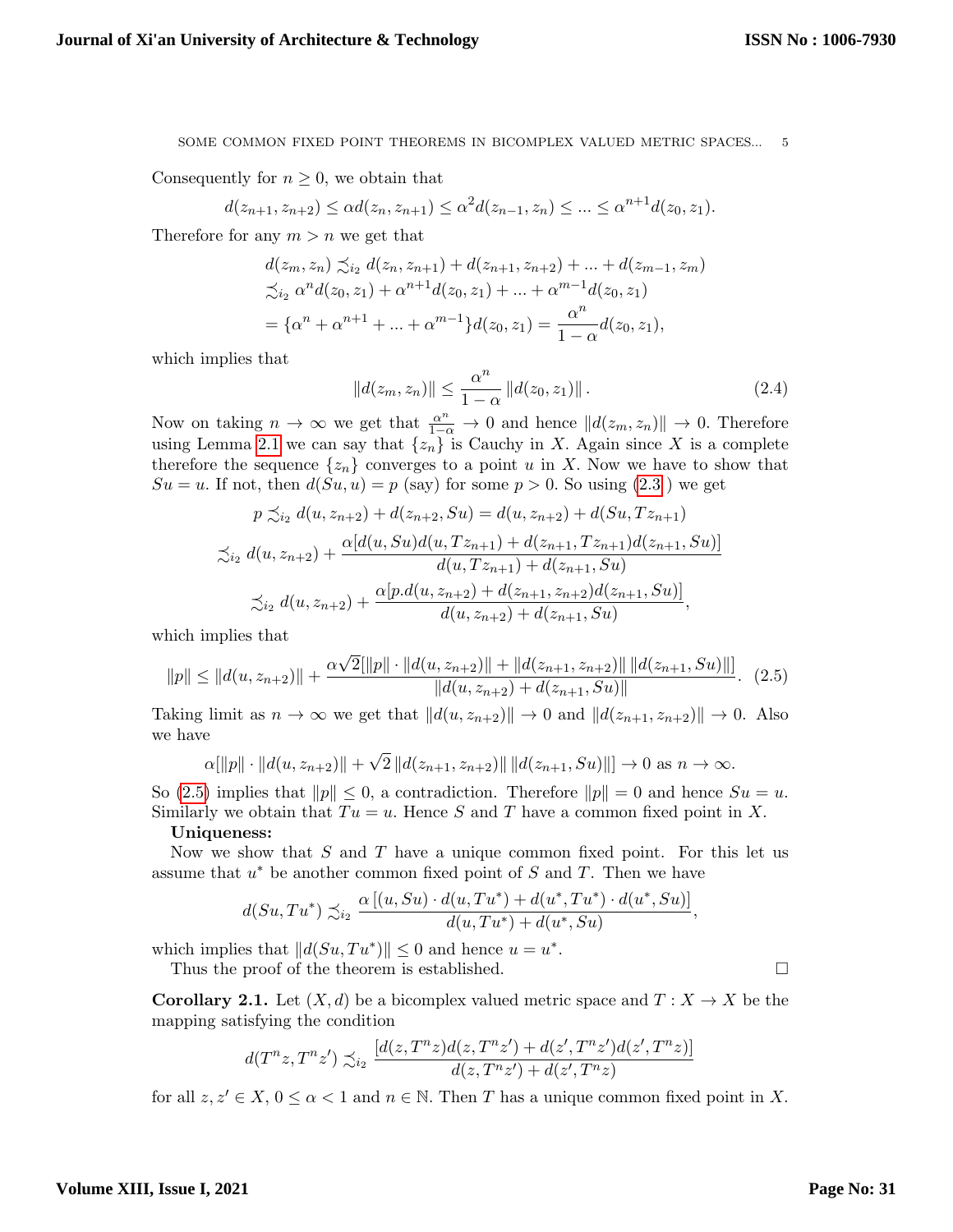Consequently for $n \geq 0$, we obtain that

$$d(z_{n+1}, z_{n+2}) \leq \alpha d(z_n, z_{n+1}) \leq \alpha^2 d(z_{n-1}, z_n) \leq ... \leq \alpha^{n+1} d(z_0, z_1).$$

Therefore for any $m > n$ we get that

$$\begin{aligned} d(z_m, z_n) &\precsim_{i_2} d(z_n, z_{n+1}) + d(z_{n+1}, z_{n+2}) + ... + d(z_{m-1}, z_m) \\ &\precsim_{i_2} \alpha^n d(z_0, z_1) + \alpha^{n+1} d(z_0, z_1) + ... + \alpha^{m-1} d(z_0, z_1) \\ &= \{\alpha^n + \alpha^{n+1} + ... + \alpha^{m-1}\} d(z_0, z_1) = \frac{\alpha^n}{1-\alpha} d(z_0, z_1), \end{aligned}$$

which implies that

$$\|d(z_m, z_n)\| \leq \frac{\alpha^n}{1-\alpha} \|d(z_0, z_1)\|. \tag{2.4}$$

Now on taking $n \to \infty$ we get that $\frac{\alpha^n}{1-\alpha} \to 0$ and hence $\|d(z_m, z_n)\| \to 0$. Therefore using Lemma 2.1 we can say that $\{z_n\}$ is Cauchy in $X$. Again since $X$ is a complete therefore the sequence $\{z_n\}$ converges to a point $u$ in $X$. Now we have to show that $Su = u$. If not, then $d(Su, u) = p$ (say) for some $p > 0$. So using (2.3) we get

$$\begin{aligned} p &\precsim_{i_2} d(u, z_{n+2}) + d(z_{n+2}, Su) = d(u, z_{n+2}) + d(Su, Tz_{n+1}) \\ &\precsim_{i_2} d(u, z_{n+2}) + \frac{\alpha[d(u, Su)d(u, Tz_{n+1}) + d(z_{n+1}, Tz_{n+1})d(z_{n+1}, Su)]}{d(u, Tz_{n+1}) + d(z_{n+1}, Su)} \\ &\precsim_{i_2} d(u, z_{n+2}) + \frac{\alpha[p.d(u, z_{n+2}) + d(z_{n+1}, z_{n+2})d(z_{n+1}, Su)]}{d(u, z_{n+2}) + d(z_{n+1}, Su)}, \end{aligned}$$

which implies that

$$\|p\| \leq \|d(u, z_{n+2})\| + \frac{\alpha\sqrt{2}[\|p\| \cdot \|d(u, z_{n+2})\| + \|d(z_{n+1}, z_{n+2})\| \|d(z_{n+1}, Su)\|]}{\|d(u, z_{n+2}) + d(z_{n+1}, Su)\|}. \tag{2.5}$$

Taking limit as $n \to \infty$ we get that $\|d(u, z_{n+2})\| \to 0$ and $\|d(z_{n+1}, z_{n+2})\| \to 0$. Also we have

$$\alpha[\|p\| \cdot \|d(u, z_{n+2})\| + \sqrt{2} \|d(z_{n+1}, z_{n+2})\| \|d(z_{n+1}, Su)\|] \to 0 \text{ as } n \to \infty.$$

So (2.5) implies that $\|p\| \leq 0$, a contradiction. Therefore $\|p\| = 0$ and hence $Su = u$. Similarly we obtain that $Tu = u$. Hence $S$ and $T$ have a common fixed point in $X$.

**Uniqueness:**

Now we show that $S$ and $T$ have a unique common fixed point. For this let us assume that $u^*$ be another common fixed point of $S$ and $T$. Then we have

$$d(Su, Tu^*) \precsim_{i_2} \frac{\alpha\left[(u, Su) \cdot d(u, Tu^*) + d(u^*, Tu^*) \cdot d(u^*, Su)\right]}{d(u, Tu^*) + d(u^*, Su)},$$

which implies that $\|d(Su, Tu^*)\| \leq 0$ and hence $u = u^*$.

Thus the proof of the theorem is established. □

**Corollary 2.1.** *Let $(X, d)$ be a bicomplex valued metric space and $T : X \to X$ be the mapping satisfying the condition*

$$d(T^n z, T^n z') \precsim_{i_2} \frac{[d(z, T^n z)d(z, T^n z') + d(z', T^n z')d(z', T^n z)]}{d(z, T^n z') + d(z', T^n z)}$$

*for all $z, z' \in X$, $0 \leq \alpha < 1$ and $n \in \mathbb{N}$. Then $T$ has a unique common fixed point in $X$.*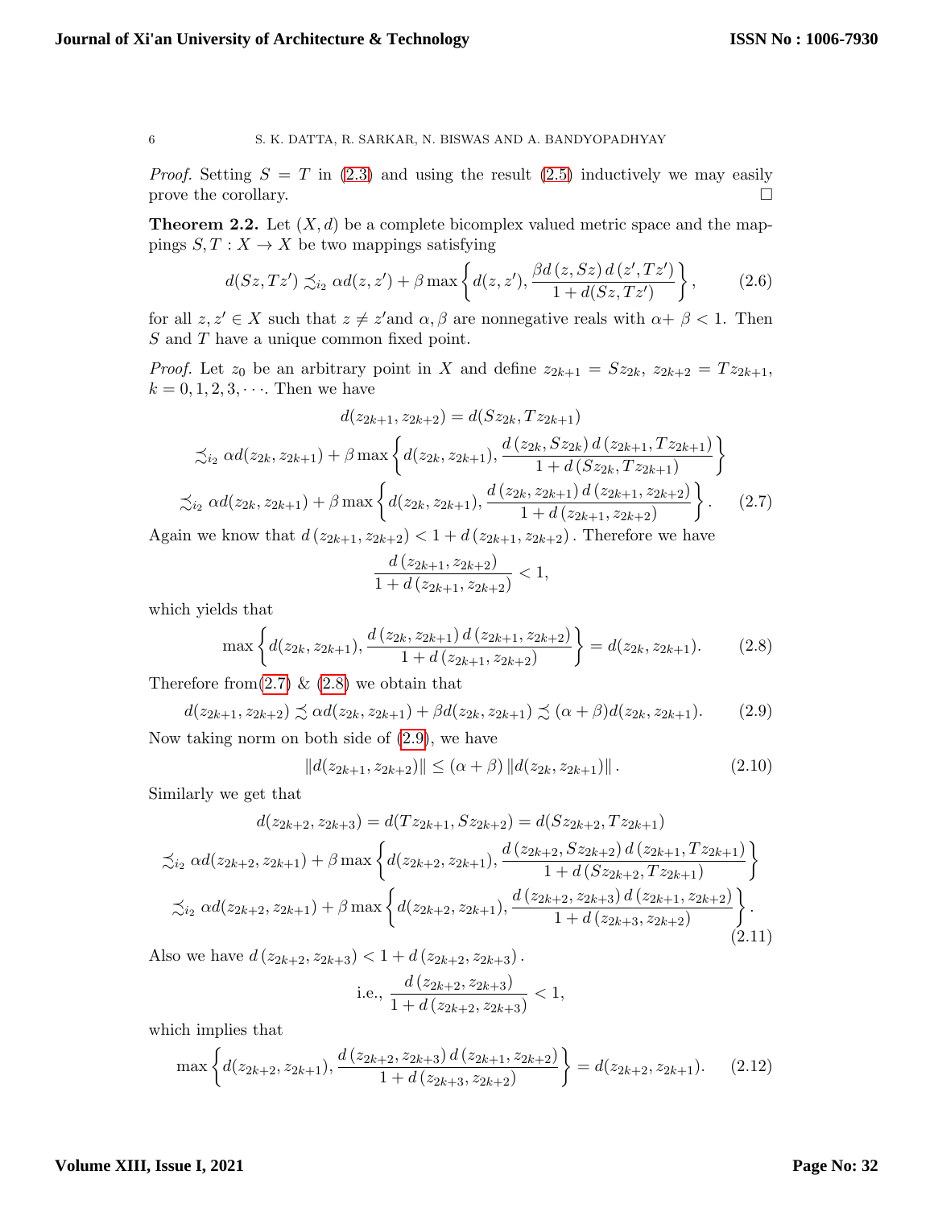*Proof.* Setting $S = T$ in (2.3) and using the result (2.5) inductively we may easily prove the corollary. □

**Theorem 2.2.** Let $(X, d)$ be a complete bicomplex valued metric space and the mappings $S, T : X \to X$ be two mappings satisfying

$$d(Sz, Tz') \precsim_{i_2} \alpha d(z, z') + \beta \max\left\{d(z, z'), \frac{\beta d(z, Sz)\, d(z', Tz')}{1 + d(Sz, Tz')}\right\}, \tag{2.6}$$

for all $z, z' \in X$ such that $z \neq z'$and $\alpha, \beta$ are nonnegative reals with $\alpha + \beta < 1$. Then $S$ and $T$ have a unique common fixed point.

*Proof.* Let $z_0$ be an arbitrary point in $X$ and define $z_{2k+1} = Sz_{2k},\ z_{2k+2} = Tz_{2k+1}$, $k = 0, 1, 2, 3, \cdots$. Then we have

$$d(z_{2k+1}, z_{2k+2}) = d(Sz_{2k}, Tz_{2k+1})$$

$$\precsim_{i_2} \alpha d(z_{2k}, z_{2k+1}) + \beta \max\left\{d(z_{2k}, z_{2k+1}), \frac{d(z_{2k}, Sz_{2k})\, d(z_{2k+1}, Tz_{2k+1})}{1 + d(Sz_{2k}, Tz_{2k+1})}\right\}$$

$$\precsim_{i_2} \alpha d(z_{2k}, z_{2k+1}) + \beta \max\left\{d(z_{2k}, z_{2k+1}), \frac{d(z_{2k}, z_{2k+1})\, d(z_{2k+1}, z_{2k+2})}{1 + d(z_{2k+1}, z_{2k+2})}\right\}. \tag{2.7}$$

Again we know that $d(z_{2k+1}, z_{2k+2}) < 1 + d(z_{2k+1}, z_{2k+2})$. Therefore we have

$$\frac{d(z_{2k+1}, z_{2k+2})}{1 + d(z_{2k+1}, z_{2k+2})} < 1,$$

which yields that

$$\max\left\{d(z_{2k}, z_{2k+1}), \frac{d(z_{2k}, z_{2k+1})\, d(z_{2k+1}, z_{2k+2})}{1 + d(z_{2k+1}, z_{2k+2})}\right\} = d(z_{2k}, z_{2k+1}). \tag{2.8}$$

Therefore from(2.7) & (2.8) we obtain that

$$d(z_{2k+1}, z_{2k+2}) \precsim \alpha d(z_{2k}, z_{2k+1}) + \beta d(z_{2k}, z_{2k+1}) \precsim (\alpha + \beta) d(z_{2k}, z_{2k+1}). \tag{2.9}$$

Now taking norm on both side of (2.9), we have

$$\|d(z_{2k+1}, z_{2k+2})\| \leq (\alpha + \beta) \|d(z_{2k}, z_{2k+1})\|. \tag{2.10}$$

Similarly we get that

$$d(z_{2k+2}, z_{2k+3}) = d(Tz_{2k+1}, Sz_{2k+2}) = d(Sz_{2k+2}, Tz_{2k+1})$$

$$\precsim_{i_2} \alpha d(z_{2k+2}, z_{2k+1}) + \beta \max\left\{d(z_{2k+2}, z_{2k+1}), \frac{d(z_{2k+2}, Sz_{2k+2})\, d(z_{2k+1}, Tz_{2k+1})}{1 + d(Sz_{2k+2}, Tz_{2k+1})}\right\}$$

$$\precsim_{i_2} \alpha d(z_{2k+2}, z_{2k+1}) + \beta \max\left\{d(z_{2k+2}, z_{2k+1}), \frac{d(z_{2k+2}, z_{2k+3})\, d(z_{2k+1}, z_{2k+2})}{1 + d(z_{2k+3}, z_{2k+2})}\right\}. \tag{2.11}$$

Also we have $d(z_{2k+2}, z_{2k+3}) < 1 + d(z_{2k+2}, z_{2k+3})$.

$$\text{i.e., } \frac{d(z_{2k+2}, z_{2k+3})}{1 + d(z_{2k+2}, z_{2k+3})} < 1,$$

which implies that

$$\max\left\{d(z_{2k+2}, z_{2k+1}), \frac{d(z_{2k+2}, z_{2k+3})\, d(z_{2k+1}, z_{2k+2})}{1 + d(z_{2k+3}, z_{2k+2})}\right\} = d(z_{2k+2}, z_{2k+1}). \tag{2.12}$$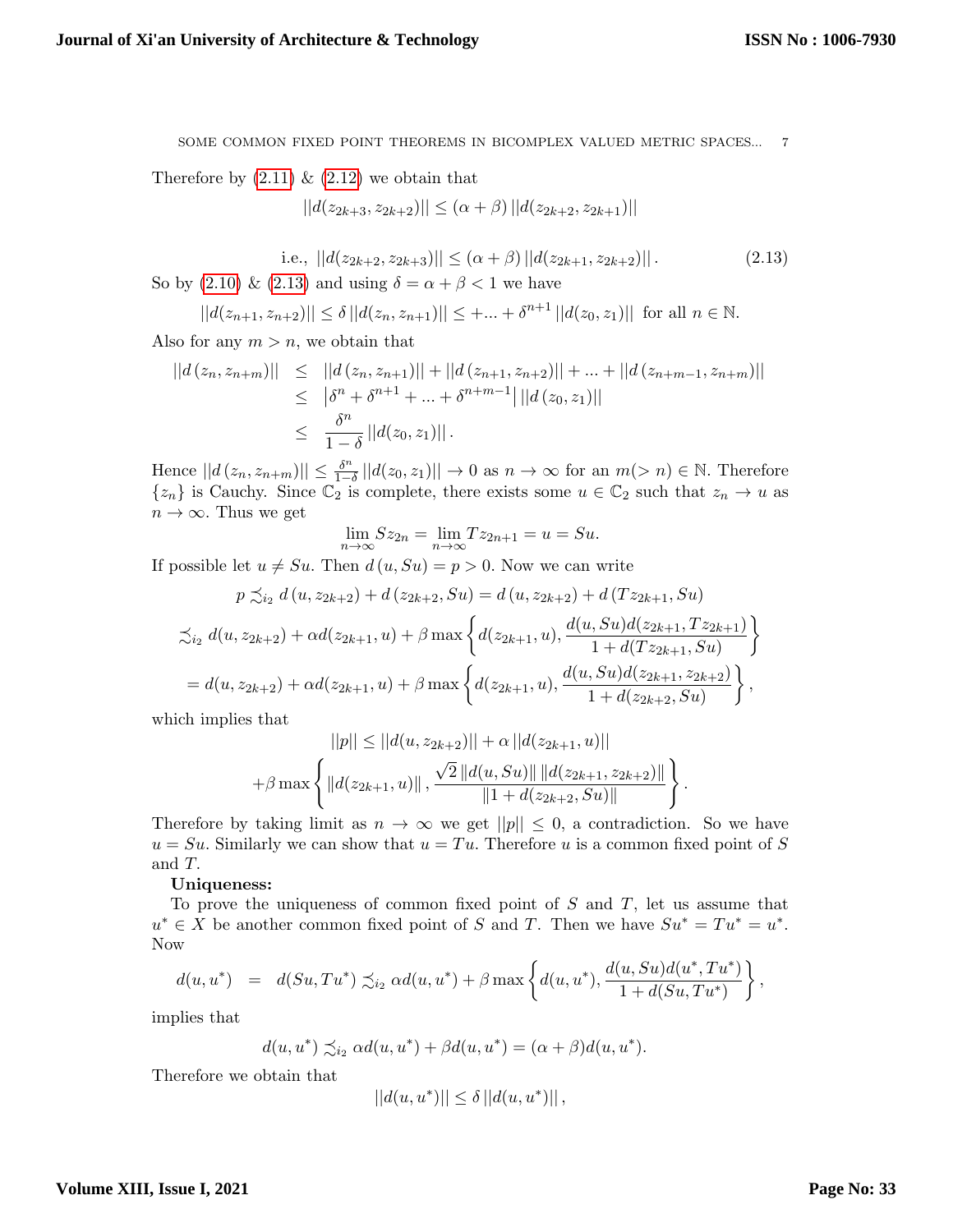Therefore by (2.11) & (2.12) we obtain that

$$||d(z_{2k+3}, z_{2k+2})|| \leq (\alpha + \beta)\, ||d(z_{2k+2}, z_{2k+1})||$$

$$\text{i.e., } ||d(z_{2k+2}, z_{2k+3})|| \leq (\alpha + \beta)\, ||d(z_{2k+1}, z_{2k+2})|| \,. \tag{2.13}$$

So by (2.10) & (2.13) and using $\delta = \alpha + \beta < 1$ we have

$$||d(z_{n+1}, z_{n+2})|| \leq \delta\, ||d(z_n, z_{n+1})|| \leq +... + \delta^{n+1}\, ||d(z_0, z_1)|| \text{ for all } n \in \mathbb{N}.$$

Also for any $m > n$, we obtain that

$$\begin{aligned}
||d\,(z_n, z_{n+m})|| &\leq ||d\,(z_n, z_{n+1})|| + ||d\,(z_{n+1}, z_{n+2})|| + ... + ||d\,(z_{n+m-1}, z_{n+m})|| \\
&\leq \left|\delta^n + \delta^{n+1} + ... + \delta^{n+m-1}\right| ||d\,(z_0, z_1)|| \\
&\leq \frac{\delta^n}{1-\delta}\, ||d(z_0, z_1)|| \,.
\end{aligned}$$

Hence $||d\,(z_n, z_{n+m})|| \leq \frac{\delta^n}{1-\delta}\, ||d(z_0, z_1)|| \to 0$ as $n \to \infty$ for an $m(> n) \in \mathbb{N}$. Therefore $\{z_n\}$ is Cauchy. Since $\mathbb{C}_2$ is complete, there exists some $u \in \mathbb{C}_2$ such that $z_n \to u$ as $n \to \infty$. Thus we get

$$\lim_{n\to\infty} Sz_{2n} = \lim_{n\to\infty} Tz_{2n+1} = u = Su.$$

If possible let $u \neq Su$. Then $d\,(u, Su) = p > 0$. Now we can write

$$\begin{aligned}
p &\precsim_{i_2} d\,(u, z_{2k+2}) + d\,(z_{2k+2}, Su) = d\,(u, z_{2k+2}) + d\,(Tz_{2k+1}, Su) \\
&\precsim_{i_2} d(u, z_{2k+2}) + \alpha d(z_{2k+1}, u) + \beta \max\left\{d(z_{2k+1}, u), \frac{d(u, Su)d(z_{2k+1}, Tz_{2k+1})}{1 + d(Tz_{2k+1}, Su)}\right\} \\
&= d(u, z_{2k+2}) + \alpha d(z_{2k+1}, u) + \beta \max\left\{d(z_{2k+1}, u), \frac{d(u, Su)d(z_{2k+1}, z_{2k+2})}{1 + d(z_{2k+2}, Su)}\right\},
\end{aligned}$$

which implies that

$$\begin{aligned}
||p|| &\leq ||d(u, z_{2k+2})|| + \alpha\, ||d(z_{2k+1}, u)|| \\
&+ \beta \max\left\{\|d(z_{2k+1}, u)\|\,, \frac{\sqrt{2}\,\|d(u, Su)\|\,\|d(z_{2k+1}, z_{2k+2})\|}{\|1 + d(z_{2k+2}, Su)\|}\right\}.
\end{aligned}$$

Therefore by taking limit as $n \to \infty$ we get $||p|| \leq 0$, a contradiction. So we have $u = Su$. Similarly we can show that $u = Tu$. Therefore $u$ is a common fixed point of $S$ and $T$.

**Uniqueness:**

To prove the uniqueness of common fixed point of $S$ and $T$, let us assume that $u^* \in X$ be another common fixed point of $S$ and $T$. Then we have $Su^* = Tu^* = u^*$. Now

$$d(u, u^*) \;=\; d(Su, Tu^*) \precsim_{i_2} \alpha d(u, u^*) + \beta \max\left\{d(u, u^*), \frac{d(u, Su)d(u^*, Tu^*)}{1 + d(Su, Tu^*)}\right\},$$

implies that

$$d(u, u^*) \precsim_{i_2} \alpha d(u, u^*) + \beta d(u, u^*) = (\alpha + \beta)d(u, u^*).$$

Therefore we obtain that

$$||d(u, u^*)|| \leq \delta\, ||d(u, u^*)|| \,,$$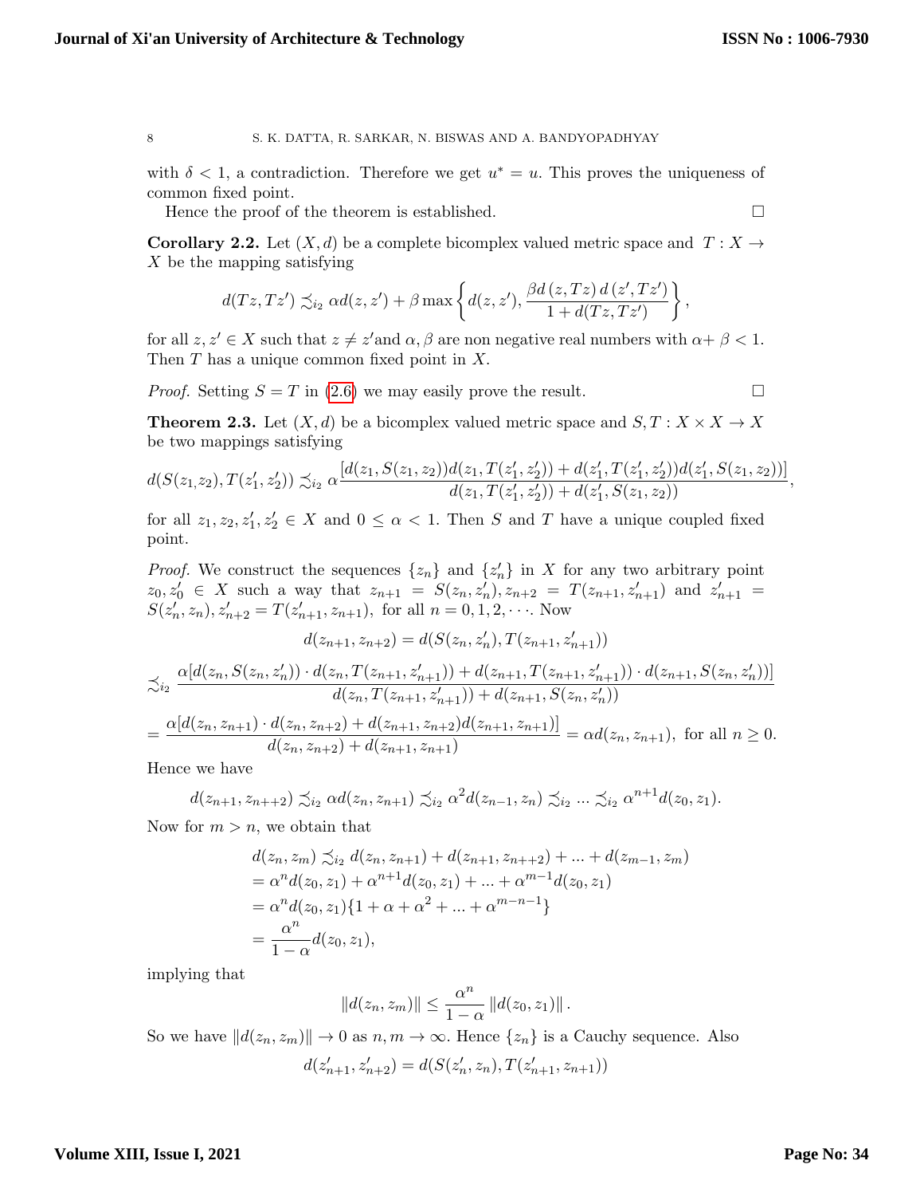with $\delta < 1$, a contradiction. Therefore we get $u^* = u$. This proves the uniqueness of common fixed point.

Hence the proof of the theorem is established. $\square$

**Corollary 2.2.** Let $(X, d)$ be a complete bicomplex valued metric space and $T : X \to X$ be the mapping satisfying

$$d(Tz, Tz') \precsim_{i_2} \alpha d(z, z') + \beta \max\left\{d(z, z'), \frac{\beta d(z, Tz)\, d(z', Tz')}{1 + d(Tz, Tz')}\right\},$$

for all $z, z' \in X$ such that $z \neq z'$and $\alpha, \beta$ are non negative real numbers with $\alpha + \beta < 1$. Then $T$ has a unique common fixed point in $X$.

*Proof.* Setting $S = T$ in (2.6) we may easily prove the result. $\square$

**Theorem 2.3.** Let $(X, d)$ be a bicomplex valued metric space and $S, T : X \times X \to X$ be two mappings satisfying

$$d(S(z_1, z_2), T(z_1', z_2')) \precsim_{i_2} \alpha \frac{[d(z_1, S(z_1, z_2))d(z_1, T(z_1', z_2')) + d(z_1', T(z_1', z_2'))d(z_1', S(z_1, z_2))]}{d(z_1, T(z_1', z_2')) + d(z_1', S(z_1, z_2))},$$

for all $z_1, z_2, z_1', z_2' \in X$ and $0 \leq \alpha < 1$. Then $S$ and $T$ have a unique coupled fixed point.

*Proof.* We construct the sequences $\{z_n\}$ and $\{z_n'\}$ in $X$ for any two arbitrary point $z_0, z_0' \in X$ such a way that $z_{n+1} = S(z_n, z_n'), z_{n+2} = T(z_{n+1}, z_{n+1}')$ and $z_{n+1}' = S(z_n', z_n), z_{n+2}' = T(z_{n+1}', z_{n+1})$, for all $n = 0, 1, 2, \cdots$. Now

$$d(z_{n+1}, z_{n+2}) = d(S(z_n, z_n'), T(z_{n+1}, z_{n+1}'))$$

$$\precsim_{i_2} \frac{\alpha[d(z_n, S(z_n, z_n')) \cdot d(z_n, T(z_{n+1}, z_{n+1}')) + d(z_{n+1}, T(z_{n+1}, z_{n+1}')) \cdot d(z_{n+1}, S(z_n, z_n'))]}{d(z_n, T(z_{n+1}, z_{n+1}')) + d(z_{n+1}, S(z_n, z_n'))}$$

$$= \frac{\alpha[d(z_n, z_{n+1}) \cdot d(z_n, z_{n+2}) + d(z_{n+1}, z_{n+2})d(z_{n+1}, z_{n+1})]}{d(z_n, z_{n+2}) + d(z_{n+1}, z_{n+1})} = \alpha d(z_n, z_{n+1}), \text{ for all } n \geq 0.$$

Hence we have

$$d(z_{n+1}, z_{n++2}) \precsim_{i_2} \alpha d(z_n, z_{n+1}) \precsim_{i_2} \alpha^2 d(z_{n-1}, z_n) \precsim_{i_2} ... \precsim_{i_2} \alpha^{n+1} d(z_0, z_1).$$

Now for $m > n$, we obtain that

$$\begin{aligned}
d(z_n, z_m) &\precsim_{i_2} d(z_n, z_{n+1}) + d(z_{n+1}, z_{n++2}) + ... + d(z_{m-1}, z_m) \\
&= \alpha^n d(z_0, z_1) + \alpha^{n+1} d(z_0, z_1) + ... + \alpha^{m-1} d(z_0, z_1) \\
&= \alpha^n d(z_0, z_1)\{1 + \alpha + \alpha^2 + ... + \alpha^{m-n-1}\} \\
&= \frac{\alpha^n}{1 - \alpha} d(z_0, z_1),
\end{aligned}$$

implying that

$$\|d(z_n, z_m)\| \leq \frac{\alpha^n}{1 - \alpha} \|d(z_0, z_1)\|.$$

So we have $\|d(z_n, z_m)\| \to 0$ as $n, m \to \infty$. Hence $\{z_n\}$ is a Cauchy sequence. Also

$$d(z_{n+1}', z_{n+2}') = d(S(z_n', z_n), T(z_{n+1}', z_{n+1}))$$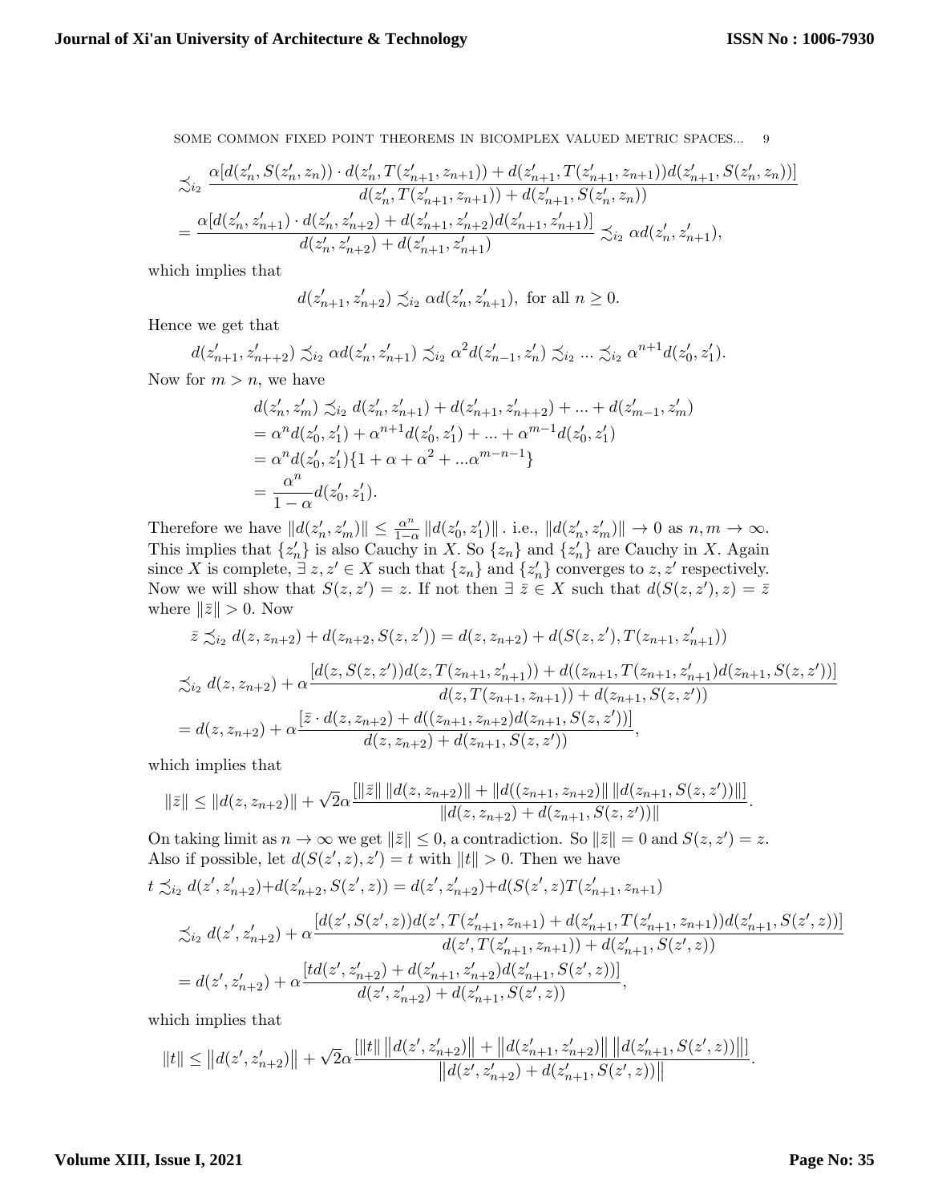$$\precsim_{i_2} \frac{\alpha[d(z'_n, S(z'_n, z_n)) \cdot d(z'_n, T(z'_{n+1}, z_{n+1})) + d(z'_{n+1}, T(z'_{n+1}, z_{n+1}))d(z'_{n+1}, S(z'_n, z_n))]}{d(z'_n, T(z'_{n+1}, z_{n+1})) + d(z'_{n+1}, S(z'_n, z_n))}$$

$$= \frac{\alpha[d(z'_n, z'_{n+1}) \cdot d(z'_n, z'_{n+2}) + d(z'_{n+1}, z'_{n+2})d(z'_{n+1}, z'_{n+1})]}{d(z'_n, z'_{n+2}) + d(z'_{n+1}, z'_{n+1})} \precsim_{i_2} \alpha d(z'_n, z'_{n+1}),$$

which implies that

$$d(z'_{n+1}, z'_{n+2}) \precsim_{i_2} \alpha d(z'_n, z'_{n+1}), \text{ for all } n \geq 0.$$

Hence we get that

$$d(z'_{n+1}, z'_{n++2}) \precsim_{i_2} \alpha d(z'_n, z'_{n+1}) \precsim_{i_2} \alpha^2 d(z'_{n-1}, z'_n) \precsim_{i_2} \ldots \precsim_{i_2} \alpha^{n+1} d(z'_0, z'_1).$$

Now for $m > n$, we have

$$\begin{aligned}
d(z'_n, z'_m) &\precsim_{i_2} d(z'_n, z'_{n+1}) + d(z'_{n+1}, z'_{n++2}) + \ldots + d(z'_{m-1}, z'_m) \\
&= \alpha^n d(z'_0, z'_1) + \alpha^{n+1} d(z'_0, z'_1) + \ldots + \alpha^{m-1} d(z'_0, z'_1) \\
&= \alpha^n d(z'_0, z'_1)\{1 + \alpha + \alpha^2 + \ldots \alpha^{m-n-1}\} \\
&= \frac{\alpha^n}{1-\alpha} d(z'_0, z'_1).
\end{aligned}$$

Therefore we have $\|d(z'_n, z'_m)\| \leq \frac{\alpha^n}{1-\alpha} \|d(z'_0, z'_1)\|$ . i.e., $\|d(z'_n, z'_m)\| \to 0$ as $n, m \to \infty$. This implies that $\{z'_n\}$ is also Cauchy in $X$. So $\{z_n\}$ and $\{z'_n\}$ are Cauchy in $X$. Again since $X$ is complete, $\exists\, z, z' \in X$ such that $\{z_n\}$ and $\{z'_n\}$ converges to $z, z'$ respectively. Now we will show that $S(z, z') = z$. If not then $\exists\, \bar{z} \in X$ such that $d(S(z, z'), z) = \bar{z}$ where $\|\bar{z}\| > 0$. Now

$$\bar{z} \precsim_{i_2} d(z, z_{n+2}) + d(z_{n+2}, S(z, z')) = d(z, z_{n+2}) + d(S(z, z'), T(z_{n+1}, z'_{n+1}))$$

$$\precsim_{i_2} d(z, z_{n+2}) + \alpha \frac{[d(z, S(z, z'))d(z, T(z_{n+1}, z'_{n+1})) + d((z_{n+1}, T(z_{n+1}, z'_{n+1})d(z_{n+1}, S(z, z'))]}{d(z, T(z_{n+1}, z_{n+1})) + d(z_{n+1}, S(z, z'))}$$

$$= d(z, z_{n+2}) + \alpha \frac{[\bar{z} \cdot d(z, z_{n+2}) + d((z_{n+1}, z_{n+2})d(z_{n+1}, S(z, z'))]}{d(z, z_{n+2}) + d(z_{n+1}, S(z, z'))},$$

which implies that

$$\|\bar{z}\| \leq \|d(z, z_{n+2})\| + \sqrt{2}\alpha \frac{[\|\bar{z}\| \, \|d(z, z_{n+2})\| + \|d((z_{n+1}, z_{n+2})\| \, \|d(z_{n+1}, S(z, z'))\|]}{\|d(z, z_{n+2}) + d(z_{n+1}, S(z, z'))\|}.$$

On taking limit as $n \to \infty$ we get $\|\bar{z}\| \leq 0$, a contradiction. So $\|\bar{z}\| = 0$ and $S(z, z') = z$. Also if possible, let $d(S(z', z), z') = t$ with $\|t\| > 0$. Then we have

$$t \precsim_{i_2} d(z', z'_{n+2}) + d(z'_{n+2}, S(z', z)) = d(z', z'_{n+2}) + d(S(z', z)T(z'_{n+1}, z_{n+1})$$

$$\precsim_{i_2} d(z', z'_{n+2}) + \alpha \frac{[d(z', S(z', z))d(z', T(z'_{n+1}, z_{n+1}) + d(z'_{n+1}, T(z'_{n+1}, z_{n+1}))d(z'_{n+1}, S(z', z))]}{d(z', T(z'_{n+1}, z_{n+1})) + d(z'_{n+1}, S(z', z))}$$

$$= d(z', z'_{n+2}) + \alpha \frac{[t d(z', z'_{n+2}) + d(z'_{n+1}, z'_{n+2})d(z'_{n+1}, S(z', z))]}{d(z', z'_{n+2}) + d(z'_{n+1}, S(z', z))},$$

which implies that

$$\|t\| \leq \left\|d(z', z'_{n+2})\right\| + \sqrt{2}\alpha \frac{[\|t\| \left\|d(z', z'_{n+2})\right\| + \left\|d(z'_{n+1}, z'_{n+2})\right\| \left\|d(z'_{n+1}, S(z', z))\right\|]}{\left\|d(z', z'_{n+2}) + d(z'_{n+1}, S(z', z))\right\|}.$$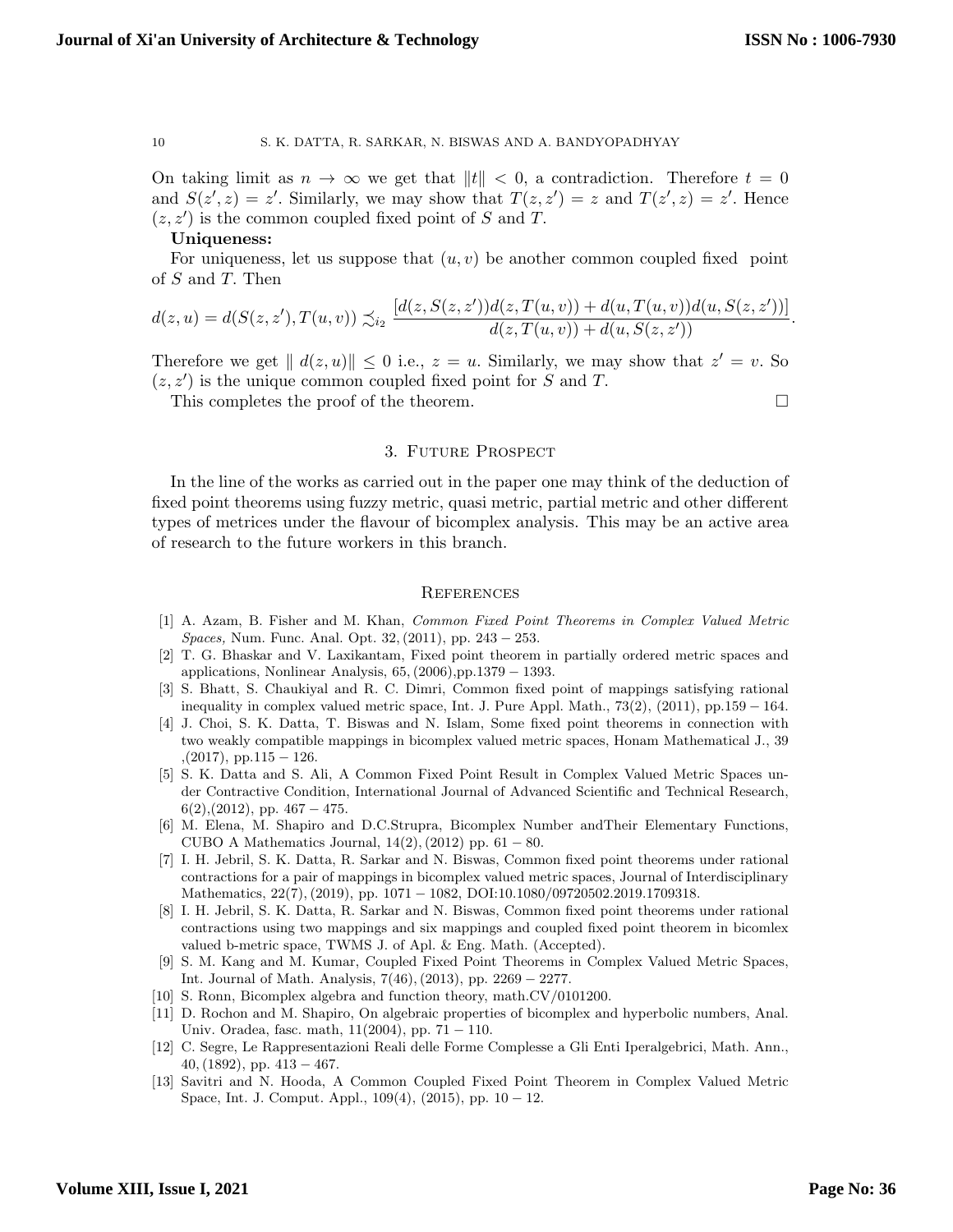On taking limit as $n \to \infty$ we get that $\|t\| < 0$, a contradiction. Therefore $t = 0$ and $S(z', z) = z'$. Similarly, we may show that $T(z, z') = z$ and $T(z', z) = z'$. Hence $(z, z')$ is the common coupled fixed point of $S$ and $T$.

**Uniqueness:**

For uniqueness, let us suppose that $(u, v)$ be another common coupled fixed point of $S$ and $T$. Then

$$d(z,u) = d(S(z,z'),T(u,v)) \precsim_{i_2} \frac{[d(z,S(z,z'))d(z,T(u,v)) + d(u,T(u,v))d(u,S(z,z'))]}{d(z,T(u,v)) + d(u,S(z,z'))}.$$

Therefore we get $\| d(z,u)\| \leq 0$ i.e., $z = u$. Similarly, we may show that $z' = v$. So $(z, z')$ is the unique common coupled fixed point for $S$ and $T$.

This completes the proof of the theorem. $\square$

## 3. Future Prospect

In the line of the works as carried out in the paper one may think of the deduction of fixed point theorems using fuzzy metric, quasi metric, partial metric and other different types of metrices under the flavour of bicomplex analysis. This may be an active area of research to the future workers in this branch.

## References

[1] A. Azam, B. Fisher and M. Khan, *Common Fixed Point Theorems in Complex Valued Metric Spaces,* Num. Func. Anal. Opt. 32, (2011), pp. 243 − 253.

[2] T. G. Bhaskar and V. Laxikantam, Fixed point theorem in partially ordered metric spaces and applications, Nonlinear Analysis, 65, (2006),pp.1379 − 1393.

[3] S. Bhatt, S. Chaukiyal and R. C. Dimri, Common fixed point of mappings satisfying rational inequality in complex valued metric space, Int. J. Pure Appl. Math., 73(2), (2011), pp.159 − 164.

[4] J. Choi, S. K. Datta, T. Biswas and N. Islam, Some fixed point theorems in connection with two weakly compatible mappings in bicomplex valued metric spaces, Honam Mathematical J., 39 ,(2017), pp.115 − 126.

[5] S. K. Datta and S. Ali, A Common Fixed Point Result in Complex Valued Metric Spaces under Contractive Condition, International Journal of Advanced Scientific and Technical Research, 6(2),(2012), pp. 467 − 475.

[6] M. Elena, M. Shapiro and D.C.Strupra, Bicomplex Number andTheir Elementary Functions, CUBO A Mathematics Journal, 14(2), (2012) pp. 61 − 80.

[7] I. H. Jebril, S. K. Datta, R. Sarkar and N. Biswas, Common fixed point theorems under rational contractions for a pair of mappings in bicomplex valued metric spaces, Journal of Interdisciplinary Mathematics, 22(7), (2019), pp. 1071 − 1082, DOI:10.1080/09720502.2019.1709318.

[8] I. H. Jebril, S. K. Datta, R. Sarkar and N. Biswas, Common fixed point theorems under rational contractions using two mappings and six mappings and coupled fixed point theorem in bicomlex valued b-metric space, TWMS J. of Apl. & Eng. Math. (Accepted).

[9] S. M. Kang and M. Kumar, Coupled Fixed Point Theorems in Complex Valued Metric Spaces, Int. Journal of Math. Analysis, 7(46), (2013), pp. 2269 − 2277.

[10] S. Ronn, Bicomplex algebra and function theory, math.CV/0101200.

[11] D. Rochon and M. Shapiro, On algebraic properties of bicomplex and hyperbolic numbers, Anal. Univ. Oradea, fasc. math, 11(2004), pp. 71 − 110.

[12] C. Segre, Le Rappresentazioni Reali delle Forme Complesse a Gli Enti Iperalgebrici, Math. Ann., 40, (1892), pp. 413 − 467.

[13] Savitri and N. Hooda, A Common Coupled Fixed Point Theorem in Complex Valued Metric Space, Int. J. Comput. Appl., 109(4), (2015), pp. 10 − 12.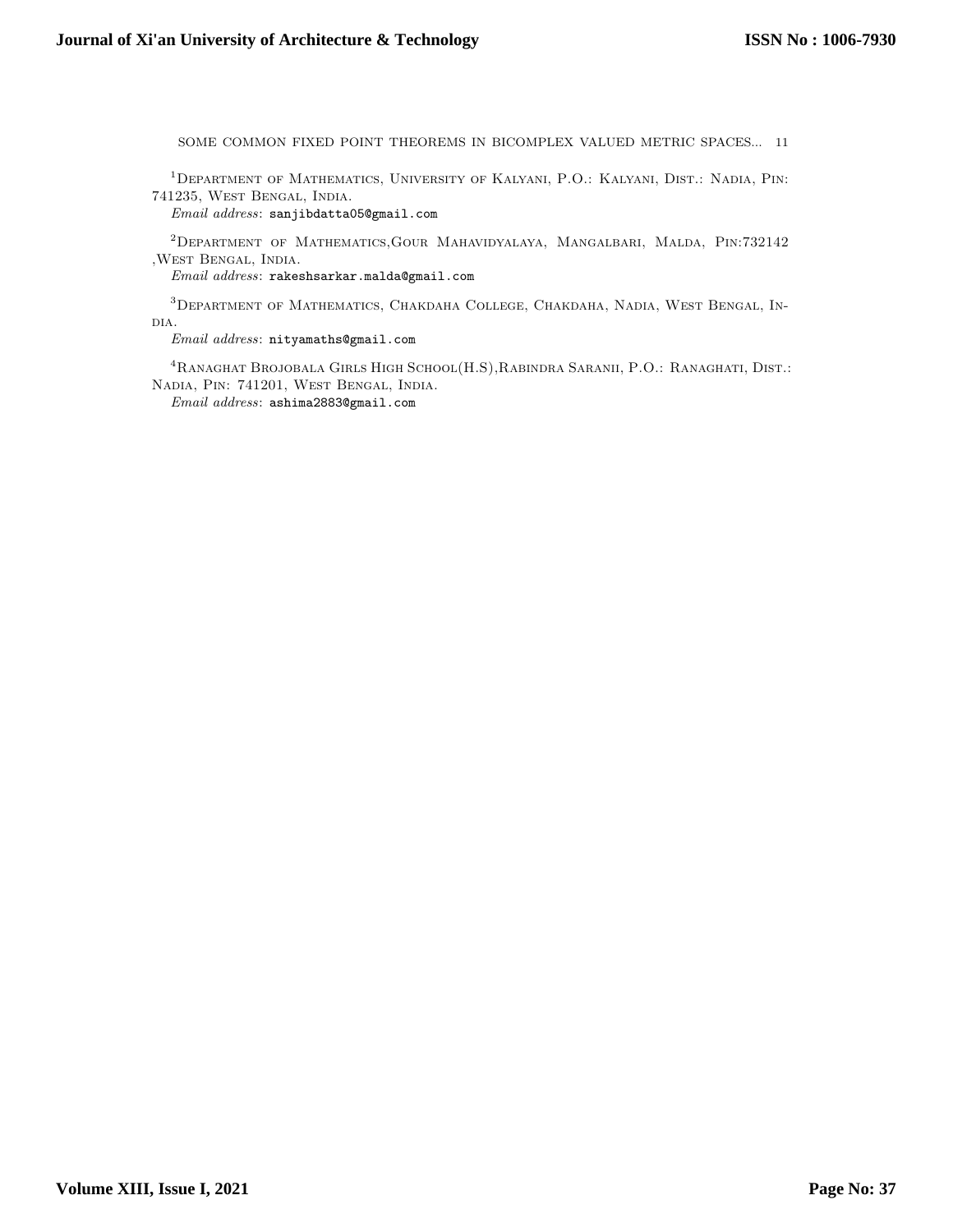[1]Department of Mathematics, University of Kalyani, P.O.: Kalyani, Dist.: Nadia, Pin: 741235, West Bengal, India.

*Email address*: sanjibdatta05@gmail.com

[2]Department of Mathematics,Gour Mahavidyalaya, Mangalbari, Malda, Pin:732142 ,West Bengal, India.

*Email address*: rakeshsarkar.malda@gmail.com

[3]Department of Mathematics, Chakdaha College, Chakdaha, Nadia, West Bengal, India.

*Email address*: nityamaths@gmail.com

[4]Ranaghat Brojobala Girls High School(H.S),Rabindra Saranii, P.O.: Ranaghati, Dist.: Nadia, Pin: 741201, West Bengal, India.

*Email address*: ashima2883@gmail.com